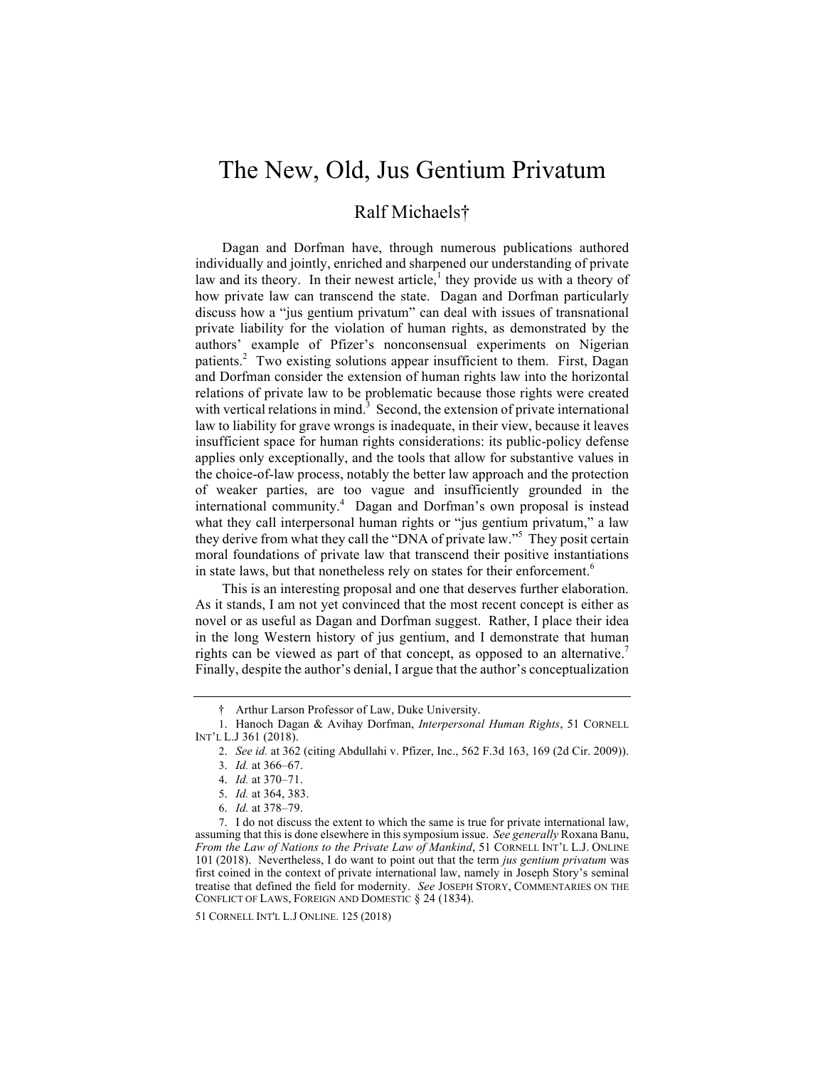# The New, Old, Jus Gentium Privatum

## Ralf Michaels†

Dagan and Dorfman have, through numerous publications authored individually and jointly, enriched and sharpened our understanding of private law and its theory. In their newest article,[1] they provide us with a theory of how private law can transcend the state. Dagan and Dorfman particularly discuss how a "jus gentium privatum" can deal with issues of transnational private liability for the violation of human rights, as demonstrated by the authors' example of Pfizer's nonconsensual experiments on Nigerian patients.[2] Two existing solutions appear insufficient to them. First, Dagan and Dorfman consider the extension of human rights law into the horizontal relations of private law to be problematic because those rights were created with vertical relations in mind.[3] Second, the extension of private international law to liability for grave wrongs is inadequate, in their view, because it leaves insufficient space for human rights considerations: its public-policy defense applies only exceptionally, and the tools that allow for substantive values in the choice-of-law process, notably the better law approach and the protection of weaker parties, are too vague and insufficiently grounded in the international community.[4] Dagan and Dorfman's own proposal is instead what they call interpersonal human rights or "jus gentium privatum," a law they derive from what they call the "DNA of private law."[5] They posit certain moral foundations of private law that transcend their positive instantiations in state laws, but that nonetheless rely on states for their enforcement.[6]

This is an interesting proposal and one that deserves further elaboration. As it stands, I am not yet convinced that the most recent concept is either as novel or as useful as Dagan and Dorfman suggest. Rather, I place their idea in the long Western history of jus gentium, and I demonstrate that human rights can be viewed as part of that concept, as opposed to an alternative.[7] Finally, despite the author's denial, I argue that the author's conceptualization

---

† Arthur Larson Professor of Law, Duke University.

1. Hanoch Dagan & Avihay Dorfman, *Interpersonal Human Rights*, 51 CORNELL INT'L L.J 361 (2018).

2. *See id.* at 362 (citing Abdullahi v. Pfizer, Inc., 562 F.3d 163, 169 (2d Cir. 2009)).

3. *Id.* at 366–67.

4. *Id.* at 370–71.

5. *Id.* at 364, 383.

6. *Id.* at 378–79.

7. I do not discuss the extent to which the same is true for private international law, assuming that this is done elsewhere in this symposium issue. *See generally* Roxana Banu, *From the Law of Nations to the Private Law of Mankind*, 51 CORNELL INT'L L.J. ONLINE 101 (2018). Nevertheless, I do want to point out that the term *jus gentium privatum* was first coined in the context of private international law, namely in Joseph Story's seminal treatise that defined the field for modernity. *See* JOSEPH STORY, COMMENTARIES ON THE CONFLICT OF LAWS, FOREIGN AND DOMESTIC § 24 (1834).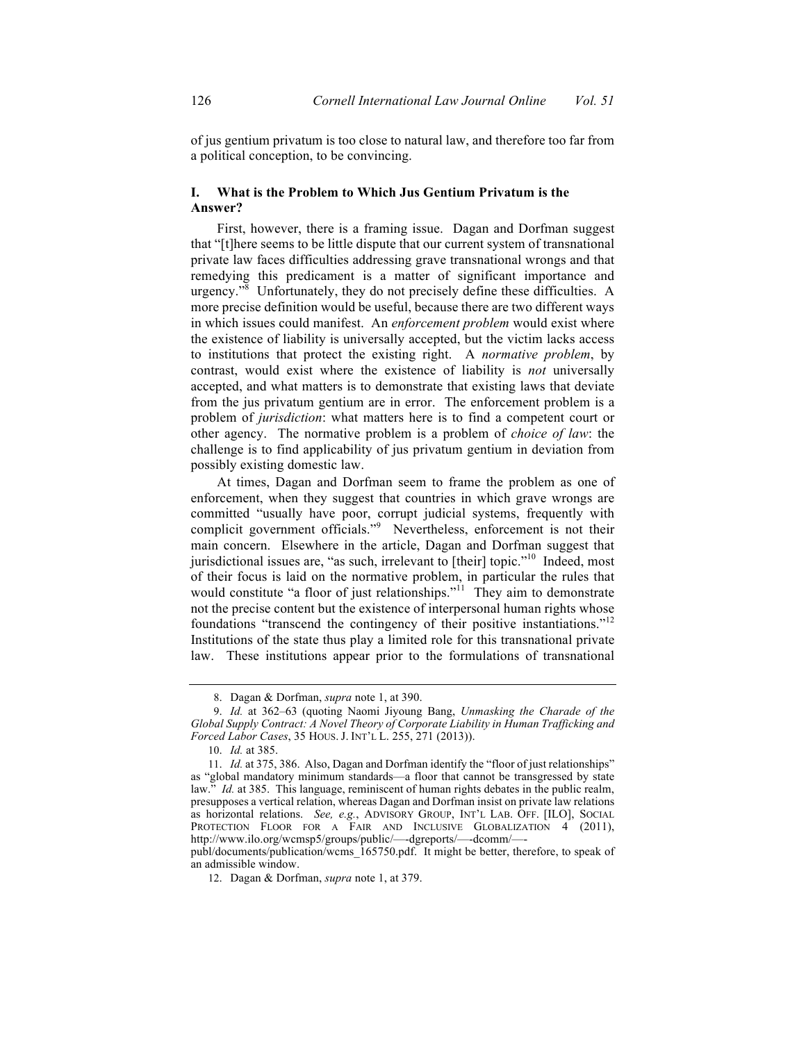of jus gentium privatum is too close to natural law, and therefore too far from a political conception, to be convincing.

## I. What is the Problem to Which Jus Gentium Privatum is the Answer?

First, however, there is a framing issue. Dagan and Dorfman suggest that "[t]here seems to be little dispute that our current system of transnational private law faces difficulties addressing grave transnational wrongs and that remedying this predicament is a matter of significant importance and urgency."[8] Unfortunately, they do not precisely define these difficulties. A more precise definition would be useful, because there are two different ways in which issues could manifest. An *enforcement problem* would exist where the existence of liability is universally accepted, but the victim lacks access to institutions that protect the existing right. A *normative problem*, by contrast, would exist where the existence of liability is *not* universally accepted, and what matters is to demonstrate that existing laws that deviate from the jus privatum gentium are in error. The enforcement problem is a problem of *jurisdiction*: what matters here is to find a competent court or other agency. The normative problem is a problem of *choice of law*: the challenge is to find applicability of jus privatum gentium in deviation from possibly existing domestic law.

At times, Dagan and Dorfman seem to frame the problem as one of enforcement, when they suggest that countries in which grave wrongs are committed "usually have poor, corrupt judicial systems, frequently with complicit government officials."[9] Nevertheless, enforcement is not their main concern. Elsewhere in the article, Dagan and Dorfman suggest that jurisdictional issues are, "as such, irrelevant to [their] topic."[10] Indeed, most of their focus is laid on the normative problem, in particular the rules that would constitute "a floor of just relationships."[11] They aim to demonstrate not the precise content but the existence of interpersonal human rights whose foundations "transcend the contingency of their positive instantiations."[12] Institutions of the state thus play a limited role for this transnational private law. These institutions appear prior to the formulations of transnational

---

8. Dagan & Dorfman, *supra* note 1, at 390.

9. *Id.* at 362–63 (quoting Naomi Jiyoung Bang, *Unmasking the Charade of the Global Supply Contract: A Novel Theory of Corporate Liability in Human Trafficking and Forced Labor Cases*, 35 HOUS. J. INT'L L. 255, 271 (2013)).

10. *Id.* at 385.

11. *Id.* at 375, 386. Also, Dagan and Dorfman identify the "floor of just relationships" as "global mandatory minimum standards—a floor that cannot be transgressed by state law." *Id.* at 385. This language, reminiscent of human rights debates in the public realm, presupposes a vertical relation, whereas Dagan and Dorfman insist on private law relations as horizontal relations. *See, e.g.*, ADVISORY GROUP, INT'L LAB. OFF. [ILO], SOCIAL PROTECTION FLOOR FOR A FAIR AND INCLUSIVE GLOBALIZATION 4 (2011), http://www.ilo.org/wcmsp5/groups/public/—-dgreports/—-dcomm/—-publ/documents/publication/wcms_165750.pdf. It might be better, therefore, to speak of an admissible window.

12. Dagan & Dorfman, *supra* note 1, at 379.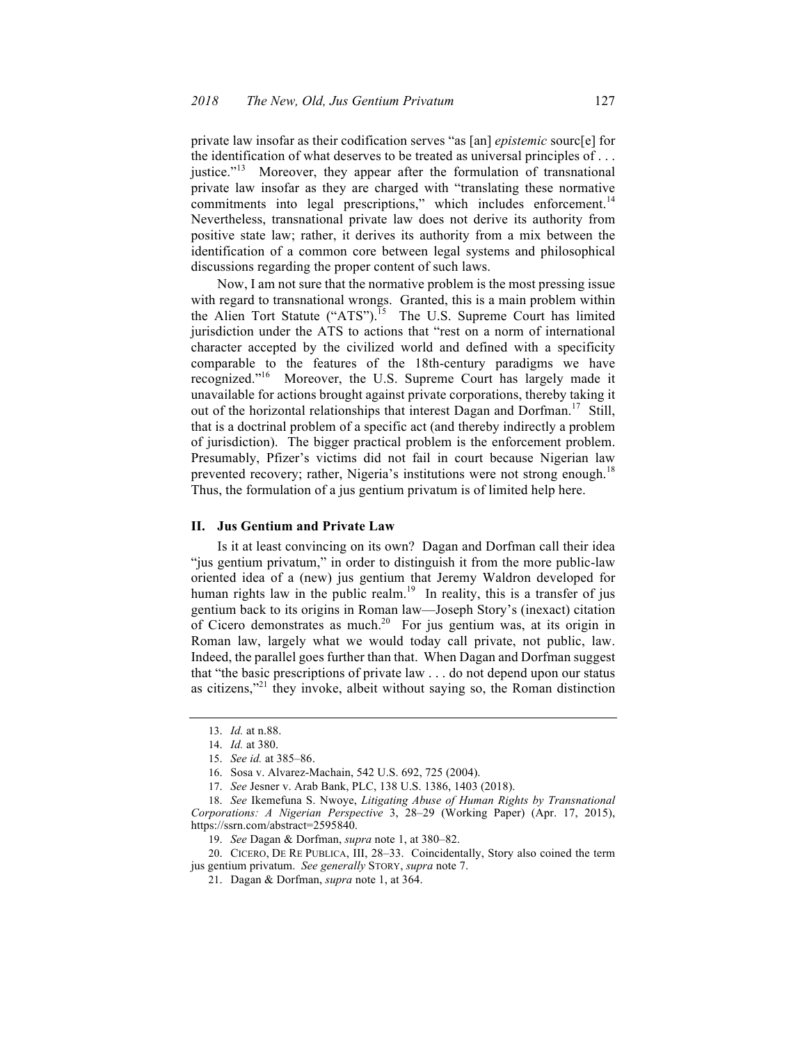private law insofar as their codification serves "as [an] *epistemic* sourc[e] for the identification of what deserves to be treated as universal principles of . . . justice."[13] Moreover, they appear after the formulation of transnational private law insofar as they are charged with "translating these normative commitments into legal prescriptions," which includes enforcement.[14] Nevertheless, transnational private law does not derive its authority from positive state law; rather, it derives its authority from a mix between the identification of a common core between legal systems and philosophical discussions regarding the proper content of such laws.

Now, I am not sure that the normative problem is the most pressing issue with regard to transnational wrongs. Granted, this is a main problem within the Alien Tort Statute ("ATS").[15] The U.S. Supreme Court has limited jurisdiction under the ATS to actions that "rest on a norm of international character accepted by the civilized world and defined with a specificity comparable to the features of the 18th-century paradigms we have recognized."[16] Moreover, the U.S. Supreme Court has largely made it unavailable for actions brought against private corporations, thereby taking it out of the horizontal relationships that interest Dagan and Dorfman.[17] Still, that is a doctrinal problem of a specific act (and thereby indirectly a problem of jurisdiction). The bigger practical problem is the enforcement problem. Presumably, Pfizer's victims did not fail in court because Nigerian law prevented recovery; rather, Nigeria's institutions were not strong enough.[18] Thus, the formulation of a jus gentium privatum is of limited help here.

## II. Jus Gentium and Private Law

Is it at least convincing on its own? Dagan and Dorfman call their idea "jus gentium privatum," in order to distinguish it from the more public-law oriented idea of a (new) jus gentium that Jeremy Waldron developed for human rights law in the public realm.[19] In reality, this is a transfer of jus gentium back to its origins in Roman law—Joseph Story's (inexact) citation of Cicero demonstrates as much.[20] For jus gentium was, at its origin in Roman law, largely what we would today call private, not public, law. Indeed, the parallel goes further than that. When Dagan and Dorfman suggest that "the basic prescriptions of private law . . . do not depend upon our status as citizens,"[21] they invoke, albeit without saying so, the Roman distinction

---

13. *Id.* at n.88.

14. *Id.* at 380.

15. *See id.* at 385–86.

16. Sosa v. Alvarez-Machain, 542 U.S. 692, 725 (2004).

17. *See* Jesner v. Arab Bank, PLC, 138 U.S. 1386, 1403 (2018).

18. *See* Ikemefuna S. Nwoye, *Litigating Abuse of Human Rights by Transnational Corporations: A Nigerian Perspective* 3, 28–29 (Working Paper) (Apr. 17, 2015), https://ssrn.com/abstract=2595840.

19. *See* Dagan & Dorfman, *supra* note 1, at 380–82.

20. CICERO, DE RE PUBLICA, III, 28–33. Coincidentally, Story also coined the term jus gentium privatum. *See generally* STORY, *supra* note 7.

21. Dagan & Dorfman, *supra* note 1, at 364.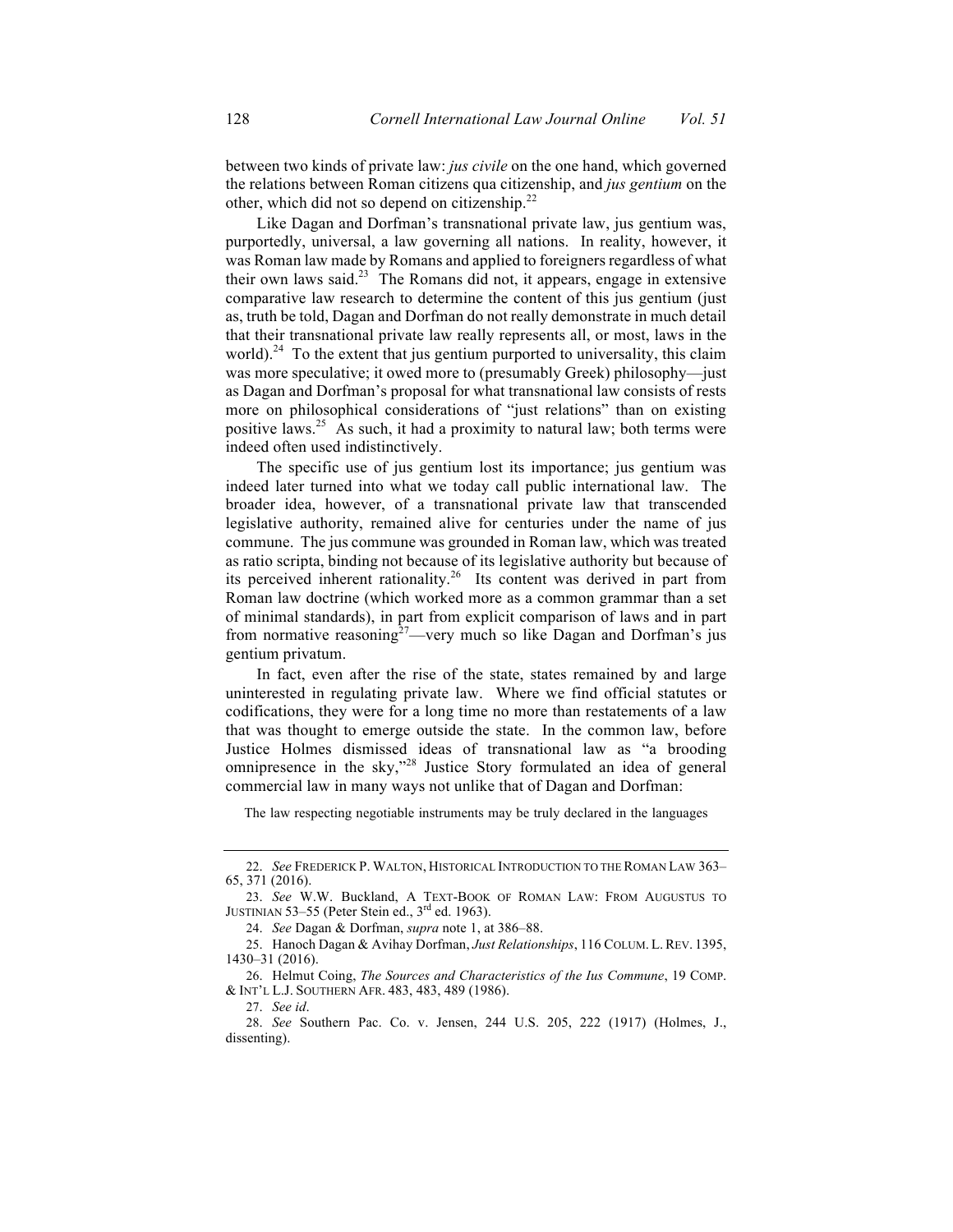between two kinds of private law: *jus civile* on the one hand, which governed the relations between Roman citizens qua citizenship, and *jus gentium* on the other, which did not so depend on citizenship.[22]

Like Dagan and Dorfman's transnational private law, jus gentium was, purportedly, universal, a law governing all nations. In reality, however, it was Roman law made by Romans and applied to foreigners regardless of what their own laws said.[23] The Romans did not, it appears, engage in extensive comparative law research to determine the content of this jus gentium (just as, truth be told, Dagan and Dorfman do not really demonstrate in much detail that their transnational private law really represents all, or most, laws in the world).[24] To the extent that jus gentium purported to universality, this claim was more speculative; it owed more to (presumably Greek) philosophy—just as Dagan and Dorfman's proposal for what transnational law consists of rests more on philosophical considerations of "just relations" than on existing positive laws.[25] As such, it had a proximity to natural law; both terms were indeed often used indistinctively.

The specific use of jus gentium lost its importance; jus gentium was indeed later turned into what we today call public international law. The broader idea, however, of a transnational private law that transcended legislative authority, remained alive for centuries under the name of jus commune. The jus commune was grounded in Roman law, which was treated as ratio scripta, binding not because of its legislative authority but because of its perceived inherent rationality.[26] Its content was derived in part from Roman law doctrine (which worked more as a common grammar than a set of minimal standards), in part from explicit comparison of laws and in part from normative reasoning[27]—very much so like Dagan and Dorfman's jus gentium privatum.

In fact, even after the rise of the state, states remained by and large uninterested in regulating private law. Where we find official statutes or codifications, they were for a long time no more than restatements of a law that was thought to emerge outside the state. In the common law, before Justice Holmes dismissed ideas of transnational law as "a brooding omnipresence in the sky,"[28] Justice Story formulated an idea of general commercial law in many ways not unlike that of Dagan and Dorfman:

> The law respecting negotiable instruments may be truly declared in the languages

---

22. *See* FREDERICK P. WALTON, HISTORICAL INTRODUCTION TO THE ROMAN LAW 363–65, 371 (2016).

23. *See* W.W. Buckland, A TEXT-BOOK OF ROMAN LAW: FROM AUGUSTUS TO JUSTINIAN 53–55 (Peter Stein ed., 3rd ed. 1963).

24. *See* Dagan & Dorfman, *supra* note 1, at 386–88.

25. Hanoch Dagan & Avihay Dorfman, *Just Relationships*, 116 COLUM. L. REV. 1395, 1430–31 (2016).

26. Helmut Coing, *The Sources and Characteristics of the Ius Commune*, 19 COMP. & INT'L L.J. SOUTHERN AFR. 483, 483, 489 (1986).

27. *See id*.

28. *See* Southern Pac. Co. v. Jensen, 244 U.S. 205, 222 (1917) (Holmes, J., dissenting).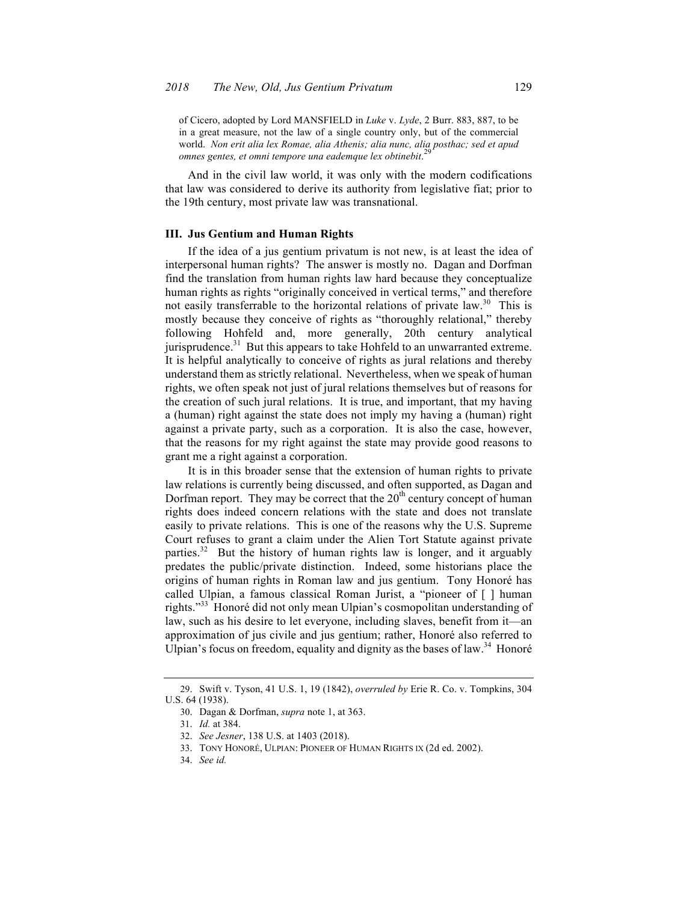of Cicero, adopted by Lord MANSFIELD in *Luke* v. *Lyde*, 2 Burr. 883, 887, to be in a great measure, not the law of a single country only, but of the commercial world. *Non erit alia lex Romae, alia Athenis; alia nunc, alia posthac; sed et apud omnes gentes, et omni tempore una eademque lex obtinebit*.[29]

And in the civil law world, it was only with the modern codifications that law was considered to derive its authority from legislative fiat; prior to the 19th century, most private law was transnational.

### III. Jus Gentium and Human Rights

If the idea of a jus gentium privatum is not new, is at least the idea of interpersonal human rights? The answer is mostly no. Dagan and Dorfman find the translation from human rights law hard because they conceptualize human rights as rights "originally conceived in vertical terms," and therefore not easily transferrable to the horizontal relations of private law.[30] This is mostly because they conceive of rights as "thoroughly relational," thereby following Hohfeld and, more generally, 20th century analytical jurisprudence.[31] But this appears to take Hohfeld to an unwarranted extreme. It is helpful analytically to conceive of rights as jural relations and thereby understand them as strictly relational. Nevertheless, when we speak of human rights, we often speak not just of jural relations themselves but of reasons for the creation of such jural relations. It is true, and important, that my having a (human) right against the state does not imply my having a (human) right against a private party, such as a corporation. It is also the case, however, that the reasons for my right against the state may provide good reasons to grant me a right against a corporation.

It is in this broader sense that the extension of human rights to private law relations is currently being discussed, and often supported, as Dagan and Dorfman report. They may be correct that the 20th century concept of human rights does indeed concern relations with the state and does not translate easily to private relations. This is one of the reasons why the U.S. Supreme Court refuses to grant a claim under the Alien Tort Statute against private parties.[32] But the history of human rights law is longer, and it arguably predates the public/private distinction. Indeed, some historians place the origins of human rights in Roman law and jus gentium. Tony Honoré has called Ulpian, a famous classical Roman Jurist, a "pioneer of [ ] human rights."[33] Honoré did not only mean Ulpian's cosmopolitan understanding of law, such as his desire to let everyone, including slaves, benefit from it—an approximation of jus civile and jus gentium; rather, Honoré also referred to Ulpian's focus on freedom, equality and dignity as the bases of law.[34] Honoré

---

29. Swift v. Tyson, 41 U.S. 1, 19 (1842), *overruled by* Erie R. Co. v. Tompkins, 304 U.S. 64 (1938).

30. Dagan & Dorfman, *supra* note 1, at 363.

31. *Id.* at 384.

32. *See Jesner*, 138 U.S. at 1403 (2018).

33. TONY HONORÉ, ULPIAN: PIONEER OF HUMAN RIGHTS IX (2d ed. 2002).

34. *See id.*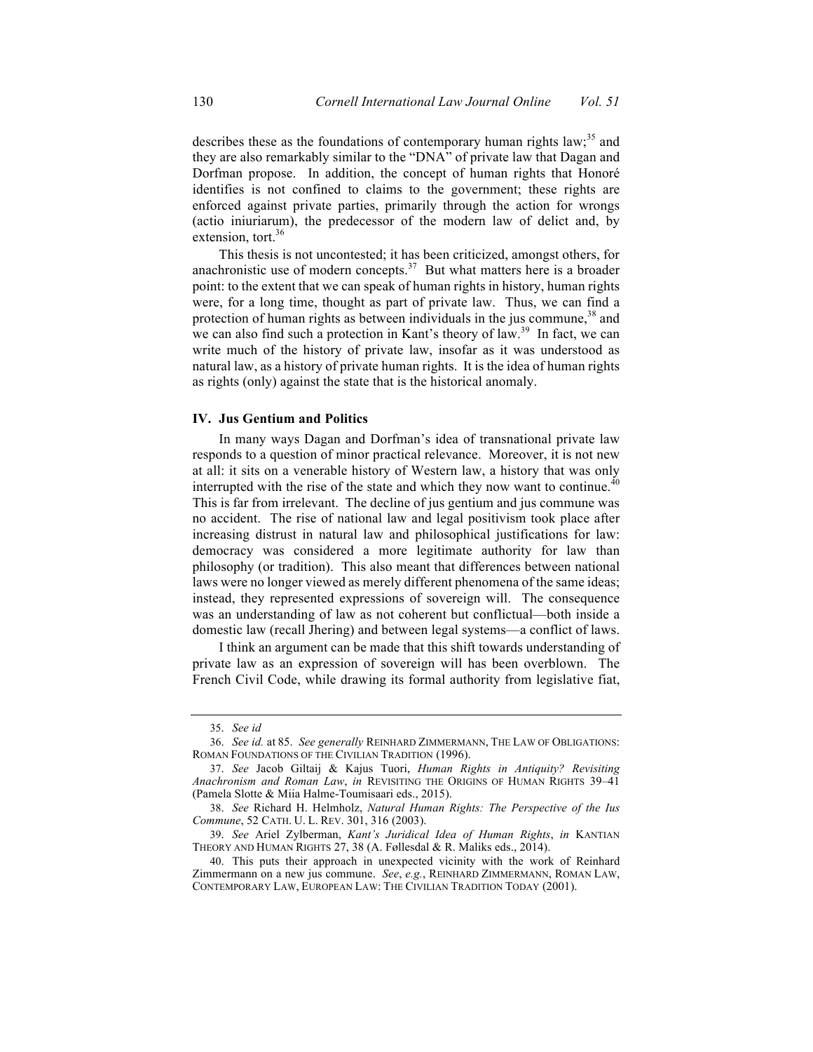describes these as the foundations of contemporary human rights law;[35] and they are also remarkably similar to the "DNA" of private law that Dagan and Dorfman propose. In addition, the concept of human rights that Honoré identifies is not confined to claims to the government; these rights are enforced against private parties, primarily through the action for wrongs (actio iniuriarum), the predecessor of the modern law of delict and, by extension, tort.[36]

This thesis is not uncontested; it has been criticized, amongst others, for anachronistic use of modern concepts.[37] But what matters here is a broader point: to the extent that we can speak of human rights in history, human rights were, for a long time, thought as part of private law. Thus, we can find a protection of human rights as between individuals in the jus commune,[38] and we can also find such a protection in Kant's theory of law.[39] In fact, we can write much of the history of private law, insofar as it was understood as natural law, as a history of private human rights. It is the idea of human rights as rights (only) against the state that is the historical anomaly.

## IV. Jus Gentium and Politics

In many ways Dagan and Dorfman's idea of transnational private law responds to a question of minor practical relevance. Moreover, it is not new at all: it sits on a venerable history of Western law, a history that was only interrupted with the rise of the state and which they now want to continue.[40] This is far from irrelevant. The decline of jus gentium and jus commune was no accident. The rise of national law and legal positivism took place after increasing distrust in natural law and philosophical justifications for law: democracy was considered a more legitimate authority for law than philosophy (or tradition). This also meant that differences between national laws were no longer viewed as merely different phenomena of the same ideas; instead, they represented expressions of sovereign will. The consequence was an understanding of law as not coherent but conflictual—both inside a domestic law (recall Jhering) and between legal systems—a conflict of laws.

I think an argument can be made that this shift towards understanding of private law as an expression of sovereign will has been overblown. The French Civil Code, while drawing its formal authority from legislative fiat,

---

35. *See id*

36. *See id.* at 85. *See generally* REINHARD ZIMMERMANN, THE LAW OF OBLIGATIONS: ROMAN FOUNDATIONS OF THE CIVILIAN TRADITION (1996).

37. *See* Jacob Giltaij & Kajus Tuori, *Human Rights in Antiquity? Revisiting Anachronism and Roman Law*, *in* REVISITING THE ORIGINS OF HUMAN RIGHTS 39–41 (Pamela Slotte & Miia Halme-Toumisaari eds., 2015).

38. *See* Richard H. Helmholz, *Natural Human Rights: The Perspective of the Ius Commune*, 52 CATH. U. L. REV. 301, 316 (2003).

39. *See* Ariel Zylberman, *Kant's Juridical Idea of Human Rights*, *in* KANTIAN THEORY AND HUMAN RIGHTS 27, 38 (A. Føllesdal & R. Maliks eds., 2014).

40. This puts their approach in unexpected vicinity with the work of Reinhard Zimmermann on a new jus commune. *See*, *e.g.*, REINHARD ZIMMERMANN, ROMAN LAW, CONTEMPORARY LAW, EUROPEAN LAW: THE CIVILIAN TRADITION TODAY (2001).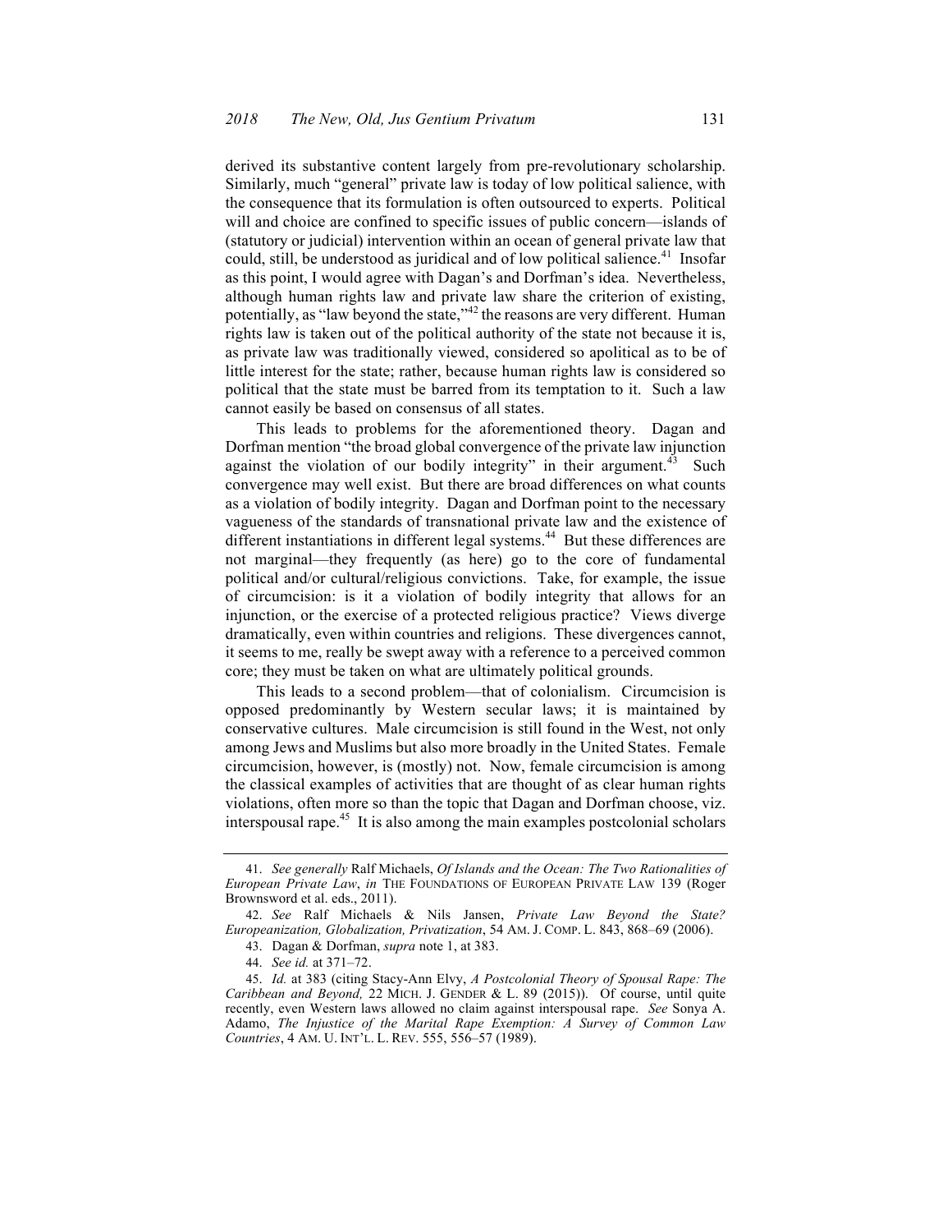derived its substantive content largely from pre-revolutionary scholarship. Similarly, much "general" private law is today of low political salience, with the consequence that its formulation is often outsourced to experts. Political will and choice are confined to specific issues of public concern—islands of (statutory or judicial) intervention within an ocean of general private law that could, still, be understood as juridical and of low political salience.[41] Insofar as this point, I would agree with Dagan's and Dorfman's idea. Nevertheless, although human rights law and private law share the criterion of existing, potentially, as "law beyond the state,"[42] the reasons are very different. Human rights law is taken out of the political authority of the state not because it is, as private law was traditionally viewed, considered so apolitical as to be of little interest for the state; rather, because human rights law is considered so political that the state must be barred from its temptation to it. Such a law cannot easily be based on consensus of all states.

This leads to problems for the aforementioned theory. Dagan and Dorfman mention "the broad global convergence of the private law injunction against the violation of our bodily integrity" in their argument.[43] Such convergence may well exist. But there are broad differences on what counts as a violation of bodily integrity. Dagan and Dorfman point to the necessary vagueness of the standards of transnational private law and the existence of different instantiations in different legal systems.[44] But these differences are not marginal—they frequently (as here) go to the core of fundamental political and/or cultural/religious convictions. Take, for example, the issue of circumcision: is it a violation of bodily integrity that allows for an injunction, or the exercise of a protected religious practice? Views diverge dramatically, even within countries and religions. These divergences cannot, it seems to me, really be swept away with a reference to a perceived common core; they must be taken on what are ultimately political grounds.

This leads to a second problem—that of colonialism. Circumcision is opposed predominantly by Western secular laws; it is maintained by conservative cultures. Male circumcision is still found in the West, not only among Jews and Muslims but also more broadly in the United States. Female circumcision, however, is (mostly) not. Now, female circumcision is among the classical examples of activities that are thought of as clear human rights violations, often more so than the topic that Dagan and Dorfman choose, viz. interspousal rape.[45] It is also among the main examples postcolonial scholars

---

41. *See generally* Ralf Michaels, *Of Islands and the Ocean: The Two Rationalities of European Private Law*, *in* THE FOUNDATIONS OF EUROPEAN PRIVATE LAW 139 (Roger Brownsword et al. eds., 2011).

42. *See* Ralf Michaels & Nils Jansen, *Private Law Beyond the State? Europeanization, Globalization, Privatization*, 54 AM. J. COMP. L. 843, 868–69 (2006).

43. Dagan & Dorfman, *supra* note 1, at 383.

44. *See id.* at 371–72.

45. *Id.* at 383 (citing Stacy-Ann Elvy, *A Postcolonial Theory of Spousal Rape: The Caribbean and Beyond,* 22 MICH. J. GENDER & L. 89 (2015)). Of course, until quite recently, even Western laws allowed no claim against interspousal rape. *See* Sonya A. Adamo, *The Injustice of the Marital Rape Exemption: A Survey of Common Law Countries*, 4 AM. U. INT'L. L. REV. 555, 556–57 (1989).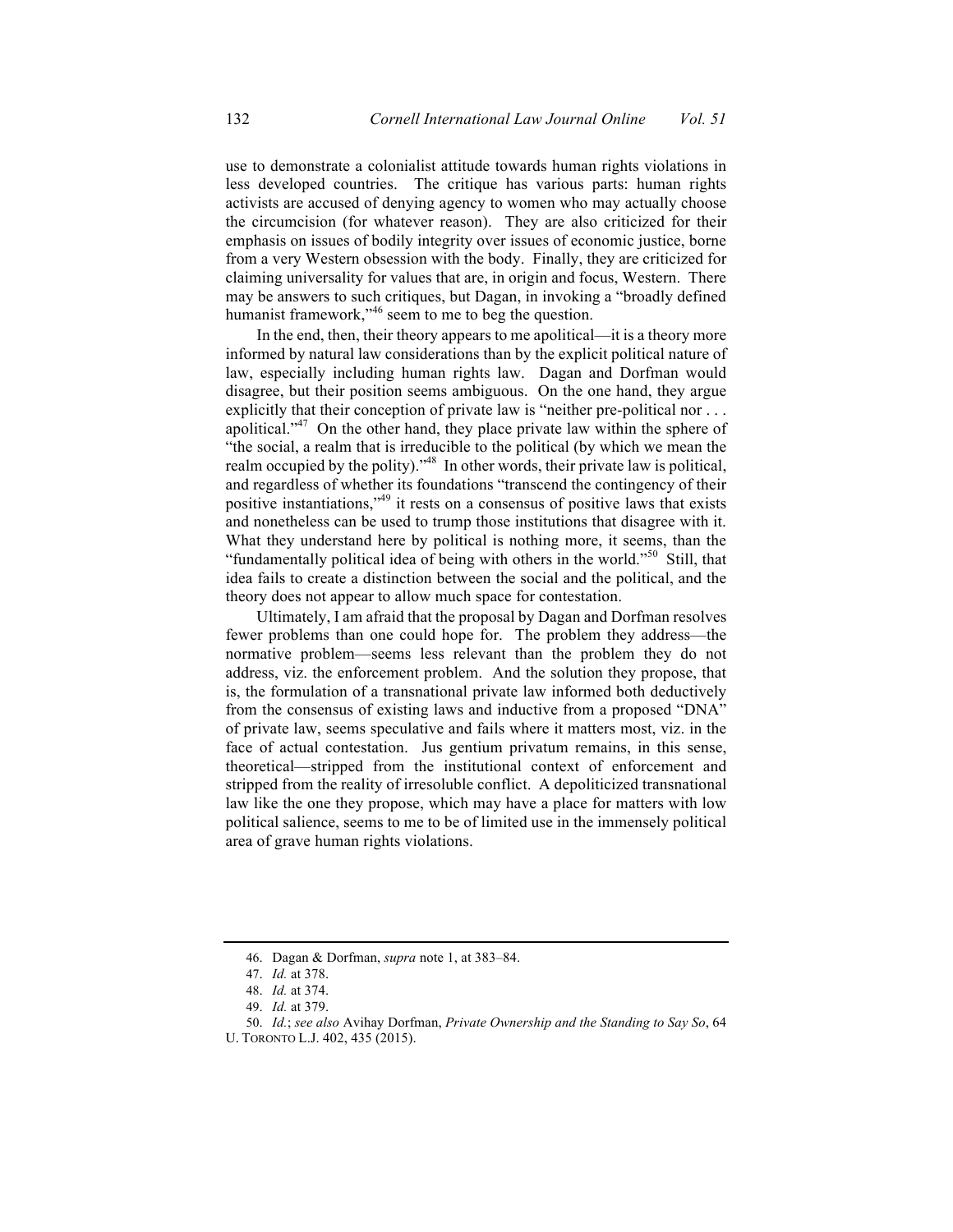use to demonstrate a colonialist attitude towards human rights violations in less developed countries. The critique has various parts: human rights activists are accused of denying agency to women who may actually choose the circumcision (for whatever reason). They are also criticized for their emphasis on issues of bodily integrity over issues of economic justice, borne from a very Western obsession with the body. Finally, they are criticized for claiming universality for values that are, in origin and focus, Western. There may be answers to such critiques, but Dagan, in invoking a "broadly defined humanist framework,"[46] seem to me to beg the question.

In the end, then, their theory appears to me apolitical—it is a theory more informed by natural law considerations than by the explicit political nature of law, especially including human rights law. Dagan and Dorfman would disagree, but their position seems ambiguous. On the one hand, they argue explicitly that their conception of private law is "neither pre-political nor . . . apolitical."[47] On the other hand, they place private law within the sphere of "the social, a realm that is irreducible to the political (by which we mean the realm occupied by the polity)."[48] In other words, their private law is political, and regardless of whether its foundations "transcend the contingency of their positive instantiations,"[49] it rests on a consensus of positive laws that exists and nonetheless can be used to trump those institutions that disagree with it. What they understand here by political is nothing more, it seems, than the "fundamentally political idea of being with others in the world."[50] Still, that idea fails to create a distinction between the social and the political, and the theory does not appear to allow much space for contestation.

Ultimately, I am afraid that the proposal by Dagan and Dorfman resolves fewer problems than one could hope for. The problem they address—the normative problem—seems less relevant than the problem they do not address, viz. the enforcement problem. And the solution they propose, that is, the formulation of a transnational private law informed both deductively from the consensus of existing laws and inductive from a proposed "DNA" of private law, seems speculative and fails where it matters most, viz. in the face of actual contestation. Jus gentium privatum remains, in this sense, theoretical—stripped from the institutional context of enforcement and stripped from the reality of irresoluble conflict. A depoliticized transnational law like the one they propose, which may have a place for matters with low political salience, seems to me to be of limited use in the immensely political area of grave human rights violations.

---

46. Dagan & Dorfman, *supra* note 1, at 383–84.

47. *Id.* at 378.

48. *Id.* at 374.

49. *Id.* at 379.

50. *Id.*; *see also* Avihay Dorfman, *Private Ownership and the Standing to Say So*, 64 U. TORONTO L.J. 402, 435 (2015).